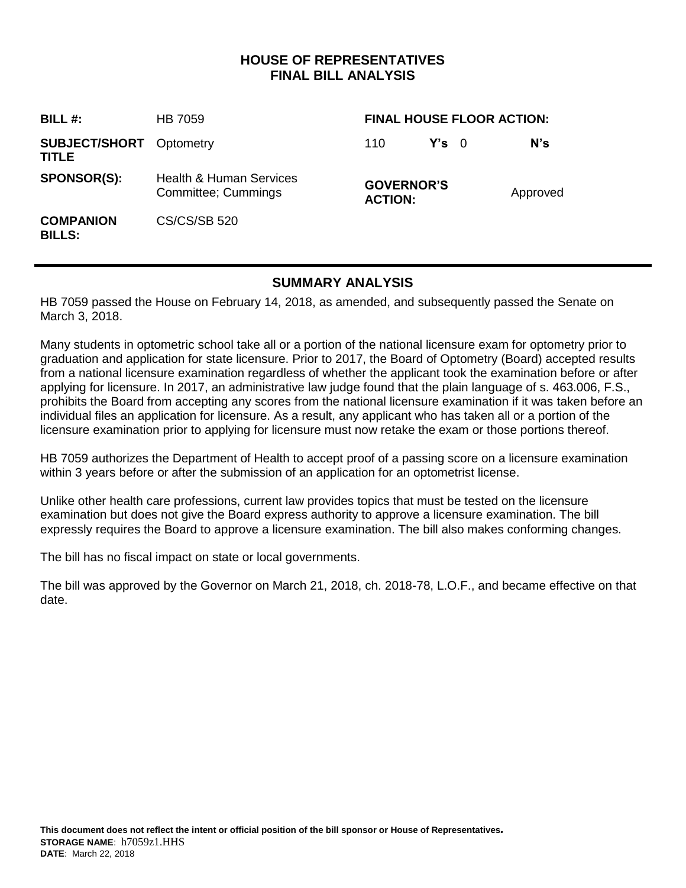# HOUSE OF REPRESENTATIVES
# FINAL BILL ANALYSIS

| | | | | |
|---|---|---|---|---|
| **BILL #:** | HB 7059 | **FINAL HOUSE FLOOR ACTION:** | | |
| **SUBJECT/SHORT TITLE** | Optometry | 110 **Y's** | 0 | **N's** |
| **SPONSOR(S):** | Health & Human Services Committee; Cummings | **GOVERNOR'S ACTION:** | Approved | |
| **COMPANION BILLS:** | CS/CS/SB 520 | | | |

## SUMMARY ANALYSIS

HB 7059 passed the House on February 14, 2018, as amended, and subsequently passed the Senate on March 3, 2018.

Many students in optometric school take all or a portion of the national licensure exam for optometry prior to graduation and application for state licensure. Prior to 2017, the Board of Optometry (Board) accepted results from a national licensure examination regardless of whether the applicant took the examination before or after applying for licensure. In 2017, an administrative law judge found that the plain language of s. 463.006, F.S., prohibits the Board from accepting any scores from the national licensure examination if it was taken before an individual files an application for licensure. As a result, any applicant who has taken all or a portion of the licensure examination prior to applying for licensure must now retake the exam or those portions thereof.

HB 7059 authorizes the Department of Health to accept proof of a passing score on a licensure examination within 3 years before or after the submission of an application for an optometrist license.

Unlike other health care professions, current law provides topics that must be tested on the licensure examination but does not give the Board express authority to approve a licensure examination. The bill expressly requires the Board to approve a licensure examination. The bill also makes conforming changes.

The bill has no fiscal impact on state or local governments.

The bill was approved by the Governor on March 21, 2018, ch. 2018-78, L.O.F., and became effective on that date.

**This document does not reflect the intent or official position of the bill sponsor or House of Representatives.**
**STORAGE NAME**: h7059z1.HHS
**DATE**: March 22, 2018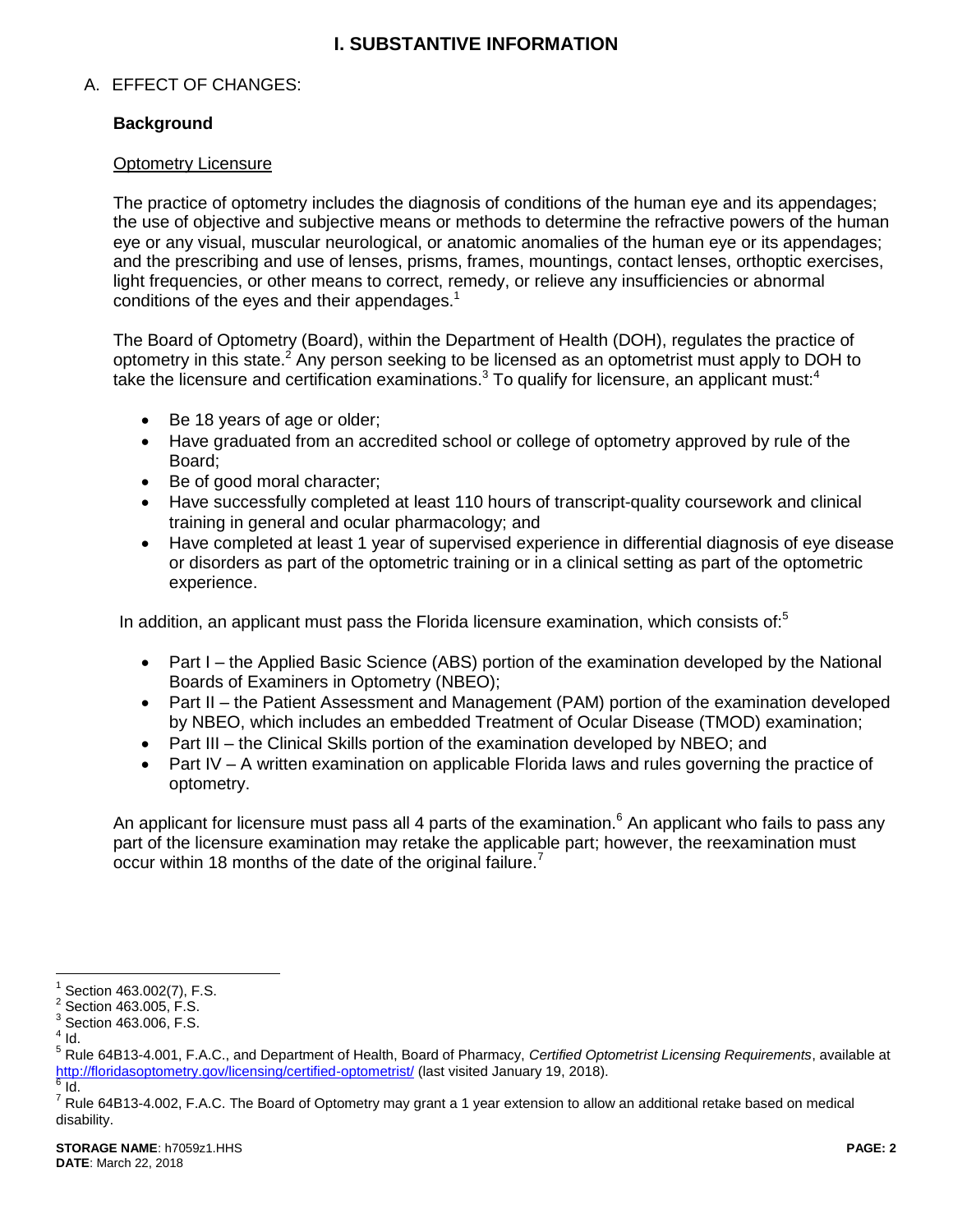# I. SUBSTANTIVE INFORMATION

A. EFFECT OF CHANGES:

**Background**

Optometry Licensure

The practice of optometry includes the diagnosis of conditions of the human eye and its appendages; the use of objective and subjective means or methods to determine the refractive powers of the human eye or any visual, muscular neurological, or anatomic anomalies of the human eye or its appendages; and the prescribing and use of lenses, prisms, frames, mountings, contact lenses, orthoptic exercises, light frequencies, or other means to correct, remedy, or relieve any insufficiencies or abnormal conditions of the eyes and their appendages.[1]

The Board of Optometry (Board), within the Department of Health (DOH), regulates the practice of optometry in this state.[2] Any person seeking to be licensed as an optometrist must apply to DOH to take the licensure and certification examinations.[3] To qualify for licensure, an applicant must:[4]

- Be 18 years of age or older;
- Have graduated from an accredited school or college of optometry approved by rule of the Board;
- Be of good moral character;
- Have successfully completed at least 110 hours of transcript-quality coursework and clinical training in general and ocular pharmacology; and
- Have completed at least 1 year of supervised experience in differential diagnosis of eye disease or disorders as part of the optometric training or in a clinical setting as part of the optometric experience.

In addition, an applicant must pass the Florida licensure examination, which consists of:[5]

- Part I – the Applied Basic Science (ABS) portion of the examination developed by the National Boards of Examiners in Optometry (NBEO);
- Part II – the Patient Assessment and Management (PAM) portion of the examination developed by NBEO, which includes an embedded Treatment of Ocular Disease (TMOD) examination;
- Part III – the Clinical Skills portion of the examination developed by NBEO; and
- Part IV – A written examination on applicable Florida laws and rules governing the practice of optometry.

An applicant for licensure must pass all 4 parts of the examination.[6] An applicant who fails to pass any part of the licensure examination may retake the applicable part; however, the reexamination must occur within 18 months of the date of the original failure.[7]

---

[1] Section 463.002(7), F.S.
[2] Section 463.005, F.S.
[3] Section 463.006, F.S.
[4] Id.
[5] Rule 64B13-4.001, F.A.C., and Department of Health, Board of Pharmacy, *Certified Optometrist Licensing Requirements*, available at http://floridasoptometry.gov/licensing/certified-optometrist/ (last visited January 19, 2018).
[6] Id.
[7] Rule 64B13-4.002, F.A.C. The Board of Optometry may grant a 1 year extension to allow an additional retake based on medical disability.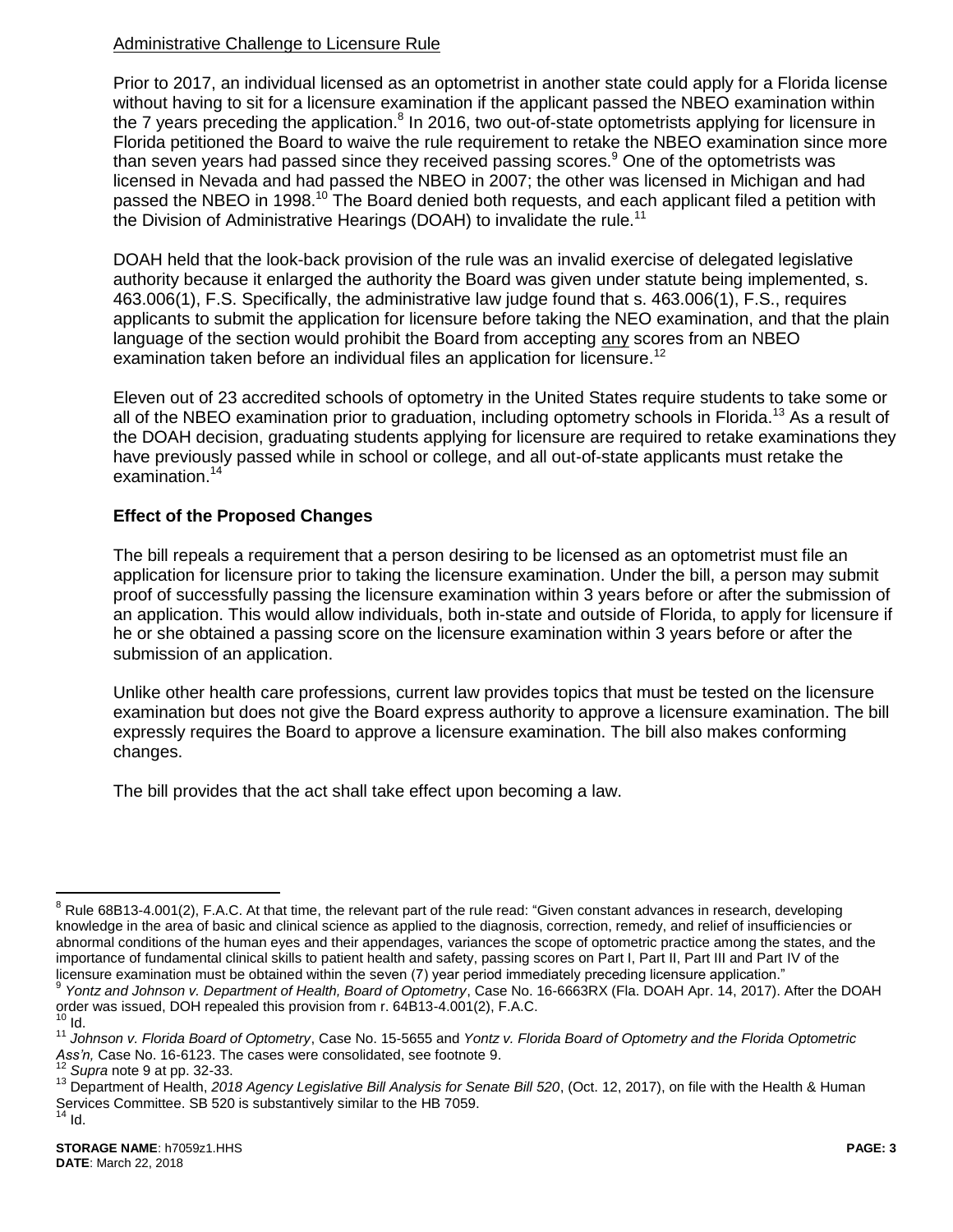Administrative Challenge to Licensure Rule

Prior to 2017, an individual licensed as an optometrist in another state could apply for a Florida license without having to sit for a licensure examination if the applicant passed the NBEO examination within the 7 years preceding the application.[8] In 2016, two out-of-state optometrists applying for licensure in Florida petitioned the Board to waive the rule requirement to retake the NBEO examination since more than seven years had passed since they received passing scores.[9] One of the optometrists was licensed in Nevada and had passed the NBEO in 2007; the other was licensed in Michigan and had passed the NBEO in 1998.[10] The Board denied both requests, and each applicant filed a petition with the Division of Administrative Hearings (DOAH) to invalidate the rule.[11]

DOAH held that the look-back provision of the rule was an invalid exercise of delegated legislative authority because it enlarged the authority the Board was given under statute being implemented, s. 463.006(1), F.S. Specifically, the administrative law judge found that s. 463.006(1), F.S., requires applicants to submit the application for licensure before taking the NEO examination, and that the plain language of the section would prohibit the Board from accepting any scores from an NBEO examination taken before an individual files an application for licensure.[12]

Eleven out of 23 accredited schools of optometry in the United States require students to take some or all of the NBEO examination prior to graduation, including optometry schools in Florida.[13] As a result of the DOAH decision, graduating students applying for licensure are required to retake examinations they have previously passed while in school or college, and all out-of-state applicants must retake the examination.[14]

**Effect of the Proposed Changes**

The bill repeals a requirement that a person desiring to be licensed as an optometrist must file an application for licensure prior to taking the licensure examination. Under the bill, a person may submit proof of successfully passing the licensure examination within 3 years before or after the submission of an application. This would allow individuals, both in-state and outside of Florida, to apply for licensure if he or she obtained a passing score on the licensure examination within 3 years before or after the submission of an application.

Unlike other health care professions, current law provides topics that must be tested on the licensure examination but does not give the Board express authority to approve a licensure examination. The bill expressly requires the Board to approve a licensure examination. The bill also makes conforming changes.

The bill provides that the act shall take effect upon becoming a law.

---

[8] Rule 68B13-4.001(2), F.A.C. At that time, the relevant part of the rule read: "Given constant advances in research, developing knowledge in the area of basic and clinical science as applied to the diagnosis, correction, remedy, and relief of insufficiencies or abnormal conditions of the human eyes and their appendages, variances the scope of optometric practice among the states, and the importance of fundamental clinical skills to patient health and safety, passing scores on Part I, Part II, Part III and Part IV of the licensure examination must be obtained within the seven (7) year period immediately preceding licensure application."

[9] *Yontz and Johnson v. Department of Health, Board of Optometry*, Case No. 16-6663RX (Fla. DOAH Apr. 14, 2017). After the DOAH order was issued, DOH repealed this provision from r. 64B13-4.001(2), F.A.C.

[10] Id.

[11] *Johnson v. Florida Board of Optometry*, Case No. 15-5655 and *Yontz v. Florida Board of Optometry and the Florida Optometric Ass'n,* Case No. 16-6123. The cases were consolidated, see footnote 9.

[12] *Supra* note 9 at pp. 32-33.

[13] Department of Health, *2018 Agency Legislative Bill Analysis for Senate Bill 520*, (Oct. 12, 2017), on file with the Health & Human Services Committee. SB 520 is substantively similar to the HB 7059.

[14] Id.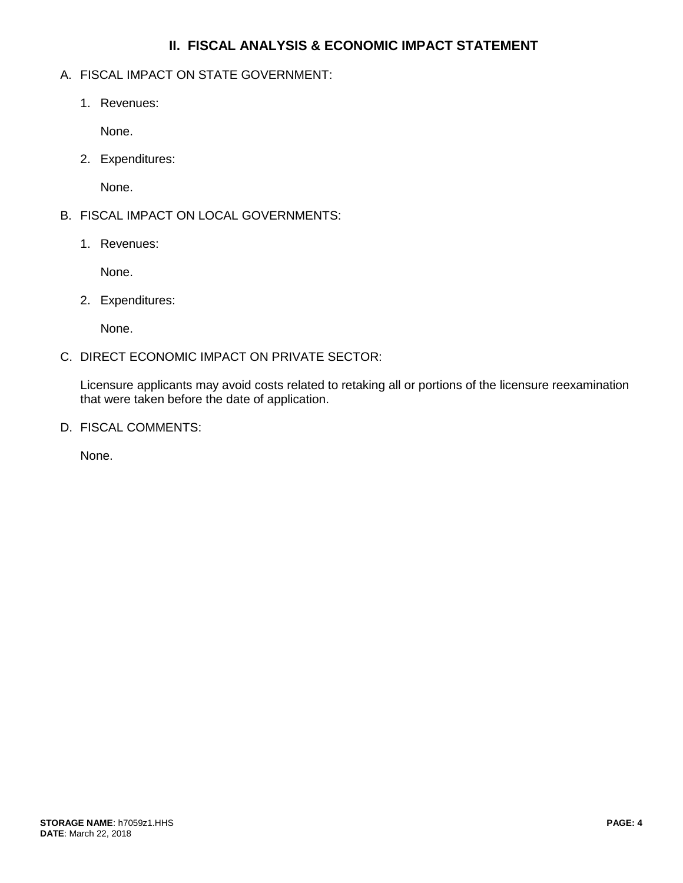## II. FISCAL ANALYSIS & ECONOMIC IMPACT STATEMENT

A. FISCAL IMPACT ON STATE GOVERNMENT:

1. Revenues:

   None.

2. Expenditures:

   None.

B. FISCAL IMPACT ON LOCAL GOVERNMENTS:

1. Revenues:

   None.

2. Expenditures:

   None.

C. DIRECT ECONOMIC IMPACT ON PRIVATE SECTOR:

Licensure applicants may avoid costs related to retaking all or portions of the licensure reexamination that were taken before the date of application.

D. FISCAL COMMENTS:

None.